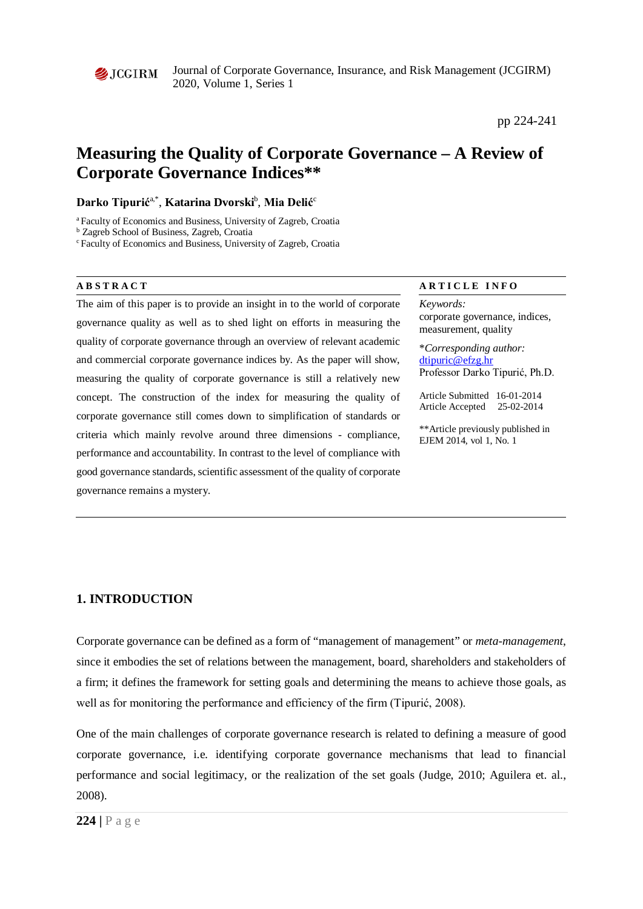# Measuring the Quality of Corporate Governance – A Review of Corporate Governance Indices**

**Darko Tipurić**[a,*], **Katarina Dvorski**[b], **Mia Delić**[c]

[a] Faculty of Economics and Business, University of Zagreb, Croatia
[b] Zagreb School of Business, Zagreb, Croatia
[c] Faculty of Economics and Business, University of Zagreb, Croatia

**ABSTRACT**

The aim of this paper is to provide an insight in to the world of corporate governance quality as well as to shed light on efforts in measuring the quality of corporate governance through an overview of relevant academic and commercial corporate governance indices by. As the paper will show, measuring the quality of corporate governance is still a relatively new concept. The construction of the index for measuring the quality of corporate governance still comes down to simplification of standards or criteria which mainly revolve around three dimensions - compliance, performance and accountability. In contrast to the level of compliance with good governance standards, scientific assessment of the quality of corporate governance remains a mystery.

**ARTICLE INFO**

*Keywords:*
corporate governance, indices, measurement, quality

*\*Corresponding author:*
dtipuric@efzg.hr
Professor Darko Tipurić, Ph.D.

Article Submitted 16-01-2014
Article Accepted 25-02-2014

**Article previously published in EJEM 2014, vol 1, No. 1

## 1. INTRODUCTION

Corporate governance can be defined as a form of "management of management" or *meta-management*, since it embodies the set of relations between the management, board, shareholders and stakeholders of a firm; it defines the framework for setting goals and determining the means to achieve those goals, as well as for monitoring the performance and efficiency of the firm (Tipurić, 2008).

One of the main challenges of corporate governance research is related to defining a measure of good corporate governance, i.e. identifying corporate governance mechanisms that lead to financial performance and social legitimacy, or the realization of the set goals (Judge, 2010; Aguilera et. al., 2008).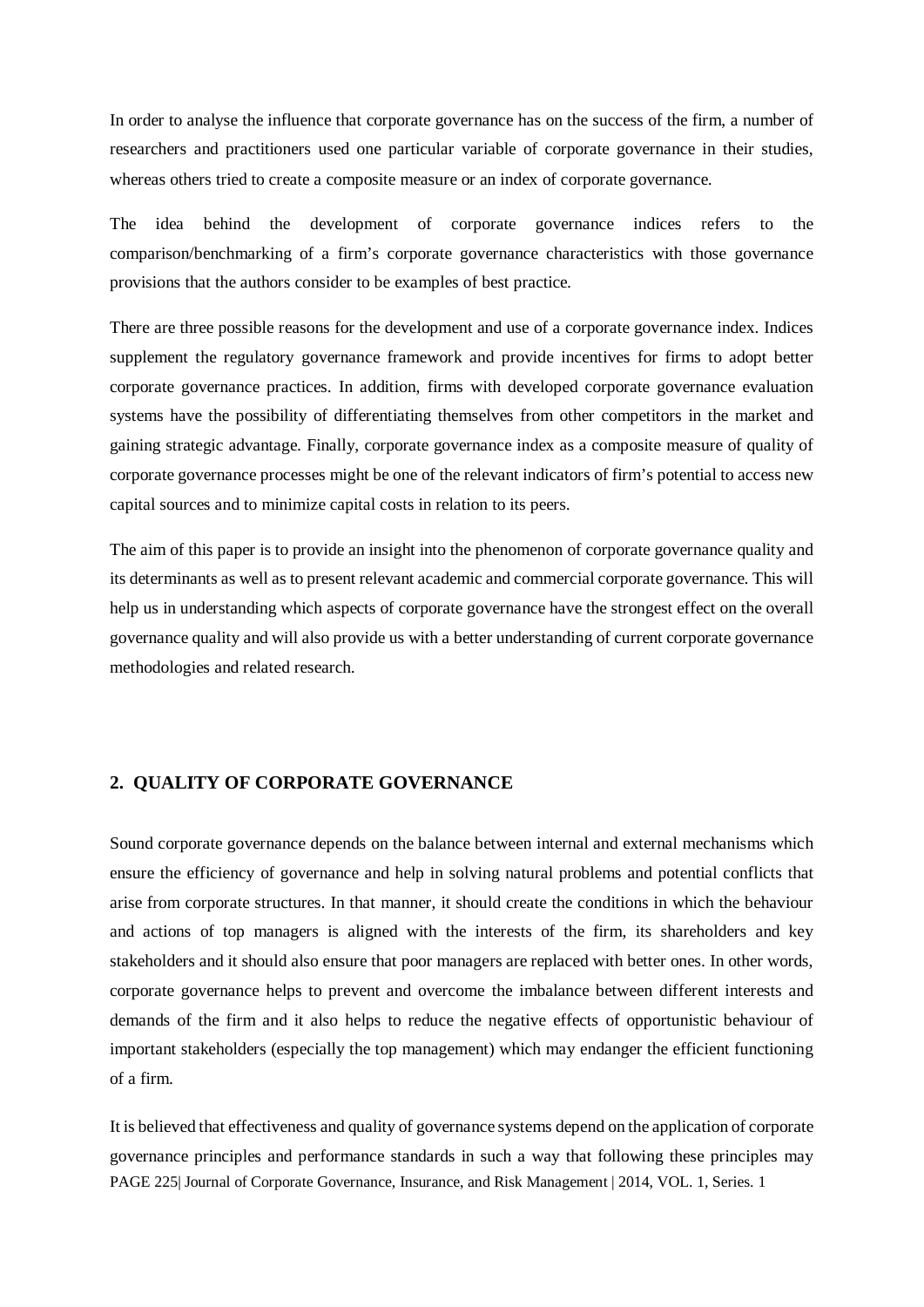In order to analyse the influence that corporate governance has on the success of the firm, a number of researchers and practitioners used one particular variable of corporate governance in their studies, whereas others tried to create a composite measure or an index of corporate governance.

The idea behind the development of corporate governance indices refers to the comparison/benchmarking of a firm's corporate governance characteristics with those governance provisions that the authors consider to be examples of best practice.

There are three possible reasons for the development and use of a corporate governance index. Indices supplement the regulatory governance framework and provide incentives for firms to adopt better corporate governance practices. In addition, firms with developed corporate governance evaluation systems have the possibility of differentiating themselves from other competitors in the market and gaining strategic advantage. Finally, corporate governance index as a composite measure of quality of corporate governance processes might be one of the relevant indicators of firm's potential to access new capital sources and to minimize capital costs in relation to its peers.

The aim of this paper is to provide an insight into the phenomenon of corporate governance quality and its determinants as well as to present relevant academic and commercial corporate governance. This will help us in understanding which aspects of corporate governance have the strongest effect on the overall governance quality and will also provide us with a better understanding of current corporate governance methodologies and related research.

## 2. QUALITY OF CORPORATE GOVERNANCE

Sound corporate governance depends on the balance between internal and external mechanisms which ensure the efficiency of governance and help in solving natural problems and potential conflicts that arise from corporate structures. In that manner, it should create the conditions in which the behaviour and actions of top managers is aligned with the interests of the firm, its shareholders and key stakeholders and it should also ensure that poor managers are replaced with better ones. In other words, corporate governance helps to prevent and overcome the imbalance between different interests and demands of the firm and it also helps to reduce the negative effects of opportunistic behaviour of important stakeholders (especially the top management) which may endanger the efficient functioning of a firm.

It is believed that effectiveness and quality of governance systems depend on the application of corporate governance principles and performance standards in such a way that following these principles may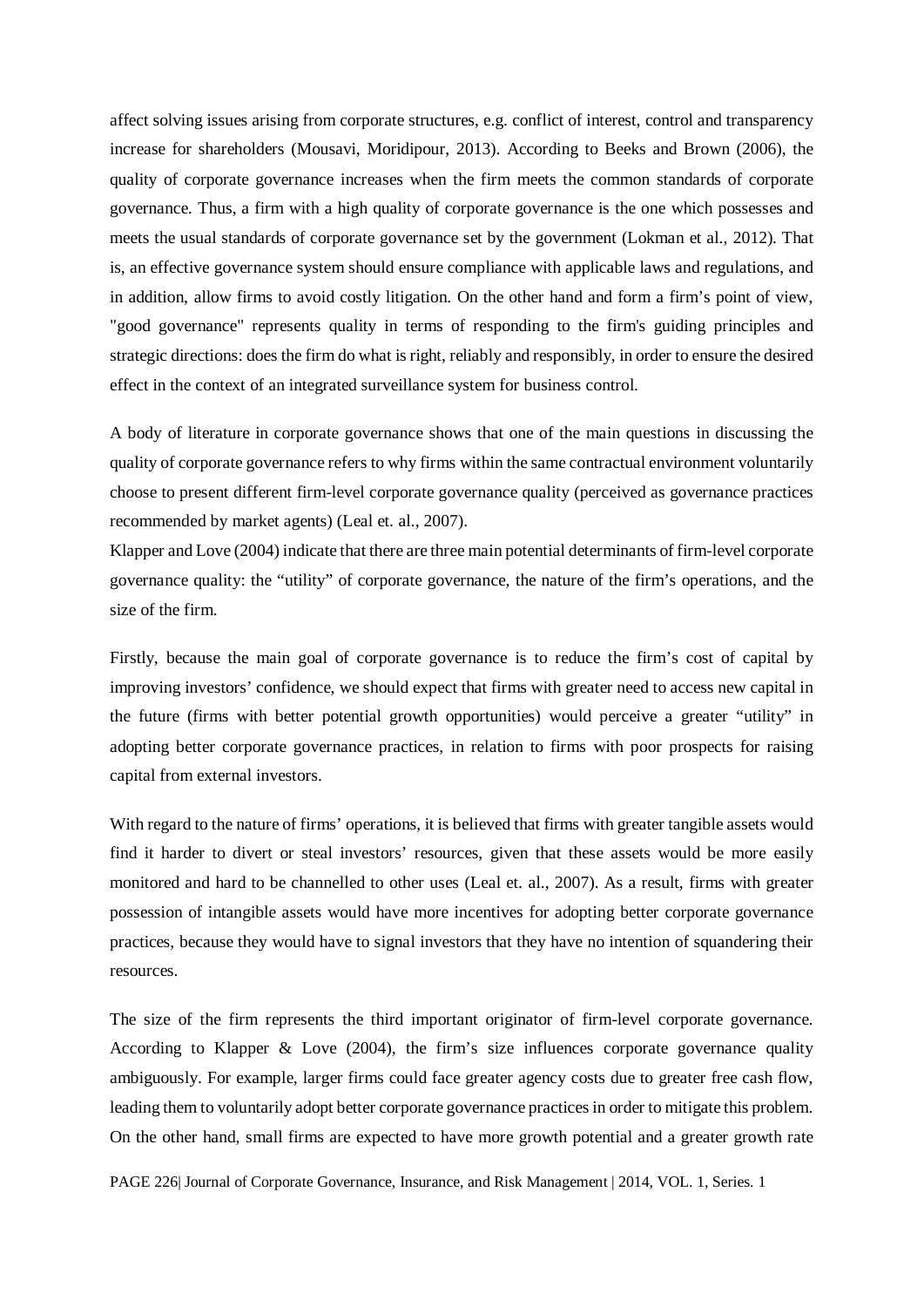affect solving issues arising from corporate structures, e.g. conflict of interest, control and transparency increase for shareholders (Mousavi, Moridipour, 2013). According to Beeks and Brown (2006), the quality of corporate governance increases when the firm meets the common standards of corporate governance. Thus, a firm with a high quality of corporate governance is the one which possesses and meets the usual standards of corporate governance set by the government (Lokman et al., 2012). That is, an effective governance system should ensure compliance with applicable laws and regulations, and in addition, allow firms to avoid costly litigation. On the other hand and form a firm's point of view, "good governance" represents quality in terms of responding to the firm's guiding principles and strategic directions: does the firm do what is right, reliably and responsibly, in order to ensure the desired effect in the context of an integrated surveillance system for business control.

A body of literature in corporate governance shows that one of the main questions in discussing the quality of corporate governance refers to why firms within the same contractual environment voluntarily choose to present different firm-level corporate governance quality (perceived as governance practices recommended by market agents) (Leal et. al., 2007).

Klapper and Love (2004) indicate that there are three main potential determinants of firm-level corporate governance quality: the "utility" of corporate governance, the nature of the firm's operations, and the size of the firm.

Firstly, because the main goal of corporate governance is to reduce the firm's cost of capital by improving investors' confidence, we should expect that firms with greater need to access new capital in the future (firms with better potential growth opportunities) would perceive a greater "utility" in adopting better corporate governance practices, in relation to firms with poor prospects for raising capital from external investors.

With regard to the nature of firms' operations, it is believed that firms with greater tangible assets would find it harder to divert or steal investors' resources, given that these assets would be more easily monitored and hard to be channelled to other uses (Leal et. al., 2007). As a result, firms with greater possession of intangible assets would have more incentives for adopting better corporate governance practices, because they would have to signal investors that they have no intention of squandering their resources.

The size of the firm represents the third important originator of firm-level corporate governance. According to Klapper & Love (2004), the firm's size influences corporate governance quality ambiguously. For example, larger firms could face greater agency costs due to greater free cash flow, leading them to voluntarily adopt better corporate governance practices in order to mitigate this problem. On the other hand, small firms are expected to have more growth potential and a greater growth rate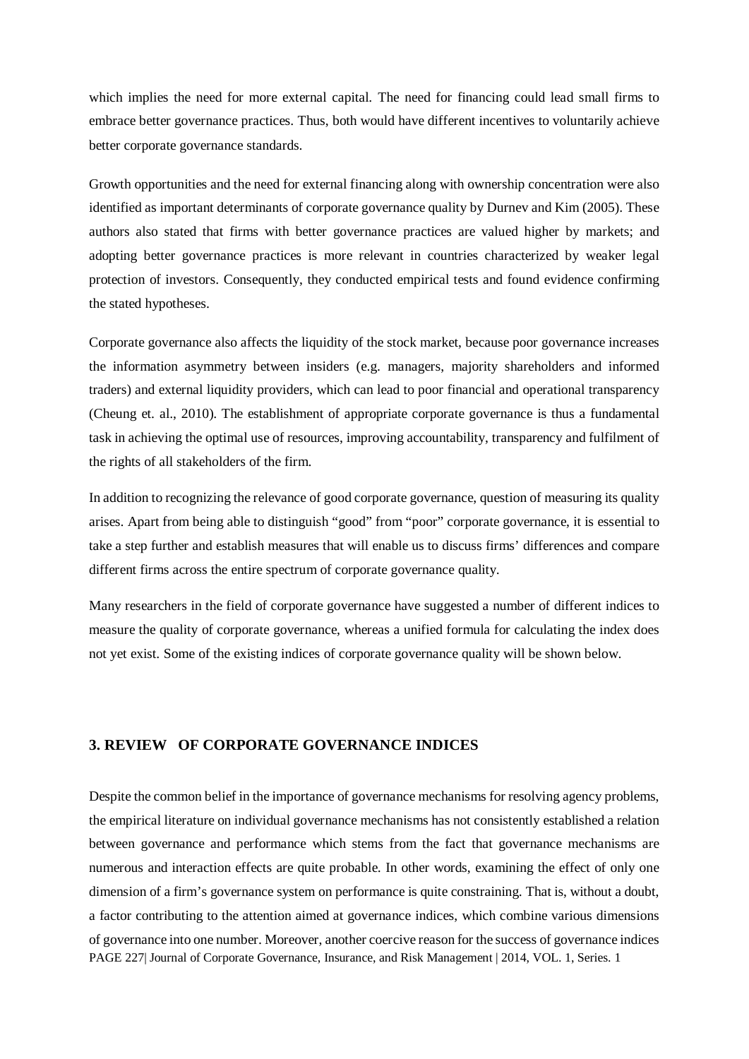which implies the need for more external capital. The need for financing could lead small firms to embrace better governance practices. Thus, both would have different incentives to voluntarily achieve better corporate governance standards.

Growth opportunities and the need for external financing along with ownership concentration were also identified as important determinants of corporate governance quality by Durnev and Kim (2005). These authors also stated that firms with better governance practices are valued higher by markets; and adopting better governance practices is more relevant in countries characterized by weaker legal protection of investors. Consequently, they conducted empirical tests and found evidence confirming the stated hypotheses.

Corporate governance also affects the liquidity of the stock market, because poor governance increases the information asymmetry between insiders (e.g. managers, majority shareholders and informed traders) and external liquidity providers, which can lead to poor financial and operational transparency (Cheung et. al., 2010). The establishment of appropriate corporate governance is thus a fundamental task in achieving the optimal use of resources, improving accountability, transparency and fulfilment of the rights of all stakeholders of the firm.

In addition to recognizing the relevance of good corporate governance, question of measuring its quality arises. Apart from being able to distinguish "good" from "poor" corporate governance, it is essential to take a step further and establish measures that will enable us to discuss firms' differences and compare different firms across the entire spectrum of corporate governance quality.

Many researchers in the field of corporate governance have suggested a number of different indices to measure the quality of corporate governance, whereas a unified formula for calculating the index does not yet exist. Some of the existing indices of corporate governance quality will be shown below.

## 3. REVIEW OF CORPORATE GOVERNANCE INDICES

Despite the common belief in the importance of governance mechanisms for resolving agency problems, the empirical literature on individual governance mechanisms has not consistently established a relation between governance and performance which stems from the fact that governance mechanisms are numerous and interaction effects are quite probable. In other words, examining the effect of only one dimension of a firm's governance system on performance is quite constraining. That is, without a doubt, a factor contributing to the attention aimed at governance indices, which combine various dimensions of governance into one number. Moreover, another coercive reason for the success of governance indices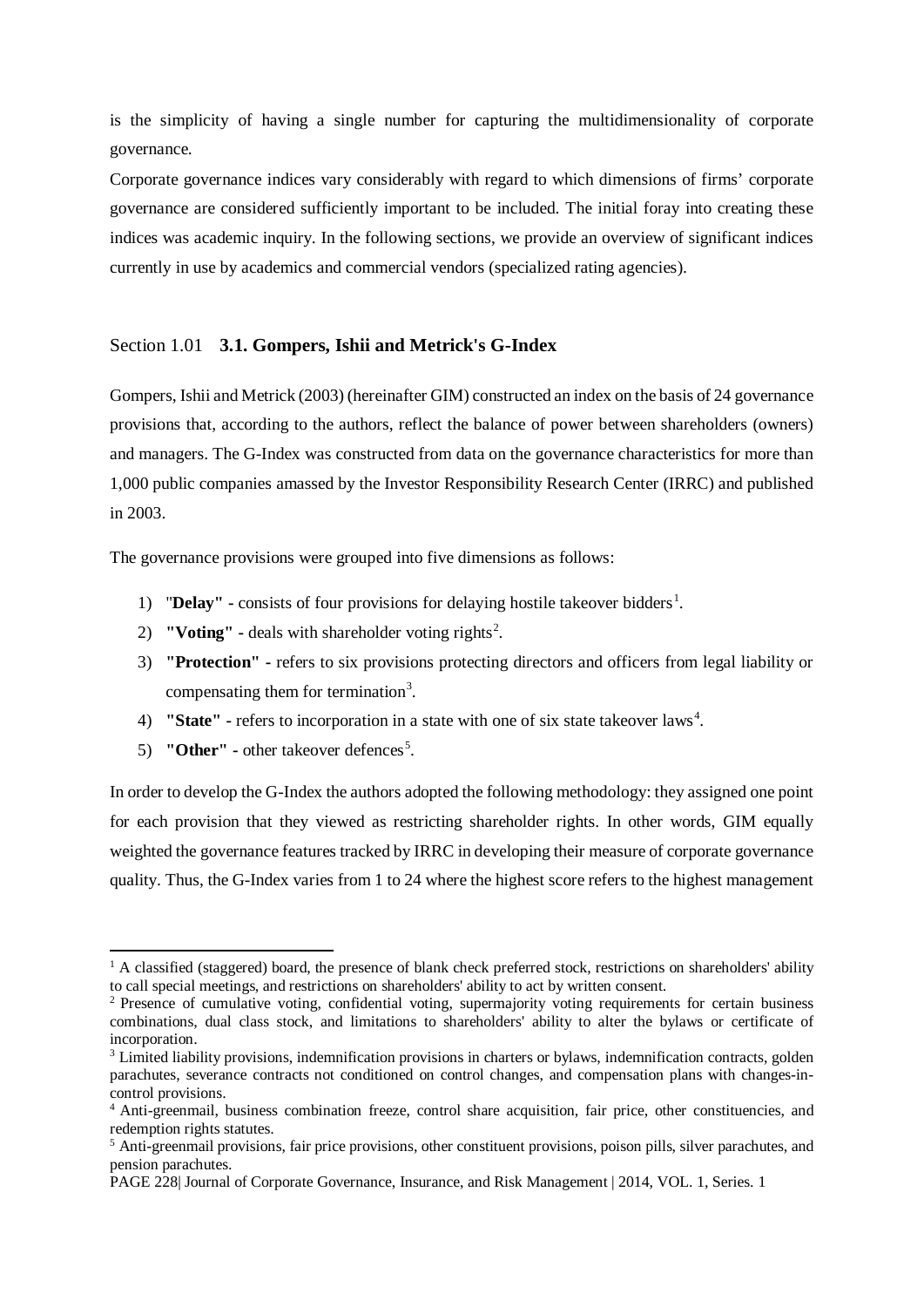is the simplicity of having a single number for capturing the multidimensionality of corporate governance.

Corporate governance indices vary considerably with regard to which dimensions of firms' corporate governance are considered sufficiently important to be included. The initial foray into creating these indices was academic inquiry. In the following sections, we provide an overview of significant indices currently in use by academics and commercial vendors (specialized rating agencies).

## Section 1.01 **3.1. Gompers, Ishii and Metrick's G-Index**

Gompers, Ishii and Metrick (2003) (hereinafter GIM) constructed an index on the basis of 24 governance provisions that, according to the authors, reflect the balance of power between shareholders (owners) and managers. The G-Index was constructed from data on the governance characteristics for more than 1,000 public companies amassed by the Investor Responsibility Research Center (IRRC) and published in 2003.

The governance provisions were grouped into five dimensions as follows:

1) "**Delay" -** consists of four provisions for delaying hostile takeover bidders[1].
2) **"Voting" -** deals with shareholder voting rights[2].
3) **"Protection" -** refers to six provisions protecting directors and officers from legal liability or compensating them for termination[3].
4) **"State" -** refers to incorporation in a state with one of six state takeover laws[4].
5) **"Other" -** other takeover defences[5].

In order to develop the G-Index the authors adopted the following methodology: they assigned one point for each provision that they viewed as restricting shareholder rights. In other words, GIM equally weighted the governance features tracked by IRRC in developing their measure of corporate governance quality. Thus, the G-Index varies from 1 to 24 where the highest score refers to the highest management

---

[1] A classified (staggered) board, the presence of blank check preferred stock, restrictions on shareholders' ability to call special meetings, and restrictions on shareholders' ability to act by written consent.

[2] Presence of cumulative voting, confidential voting, supermajority voting requirements for certain business combinations, dual class stock, and limitations to shareholders' ability to alter the bylaws or certificate of incorporation.

[3] Limited liability provisions, indemnification provisions in charters or bylaws, indemnification contracts, golden parachutes, severance contracts not conditioned on control changes, and compensation plans with changes-in-control provisions.

[4] Anti-greenmail, business combination freeze, control share acquisition, fair price, other constituencies, and redemption rights statutes.

[5] Anti-greenmail provisions, fair price provisions, other constituent provisions, poison pills, silver parachutes, and pension parachutes.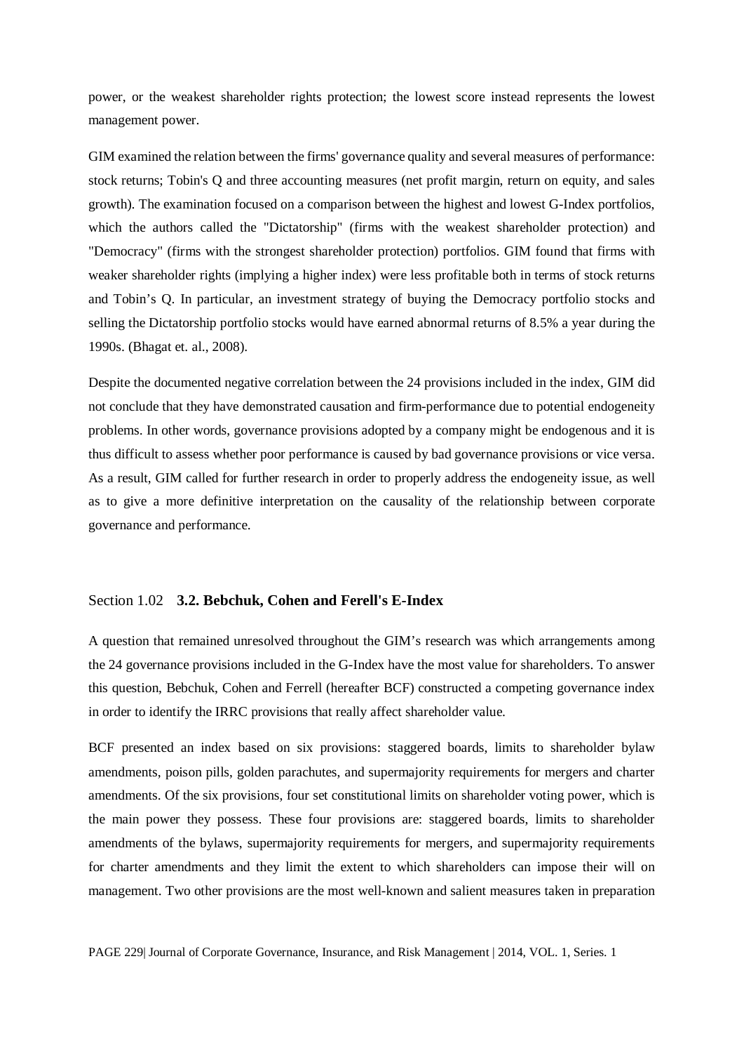power, or the weakest shareholder rights protection; the lowest score instead represents the lowest management power.

GIM examined the relation between the firms' governance quality and several measures of performance: stock returns; Tobin's Q and three accounting measures (net profit margin, return on equity, and sales growth). The examination focused on a comparison between the highest and lowest G-Index portfolios, which the authors called the "Dictatorship" (firms with the weakest shareholder protection) and "Democracy" (firms with the strongest shareholder protection) portfolios. GIM found that firms with weaker shareholder rights (implying a higher index) were less profitable both in terms of stock returns and Tobin's Q. In particular, an investment strategy of buying the Democracy portfolio stocks and selling the Dictatorship portfolio stocks would have earned abnormal returns of 8.5% a year during the 1990s. (Bhagat et. al., 2008).

Despite the documented negative correlation between the 24 provisions included in the index, GIM did not conclude that they have demonstrated causation and firm-performance due to potential endogeneity problems. In other words, governance provisions adopted by a company might be endogenous and it is thus difficult to assess whether poor performance is caused by bad governance provisions or vice versa. As a result, GIM called for further research in order to properly address the endogeneity issue, as well as to give a more definitive interpretation on the causality of the relationship between corporate governance and performance.

## Section 1.02 **3.2. Bebchuk, Cohen and Ferell's E-Index**

A question that remained unresolved throughout the GIM's research was which arrangements among the 24 governance provisions included in the G-Index have the most value for shareholders. To answer this question, Bebchuk, Cohen and Ferrell (hereafter BCF) constructed a competing governance index in order to identify the IRRC provisions that really affect shareholder value.

BCF presented an index based on six provisions: staggered boards, limits to shareholder bylaw amendments, poison pills, golden parachutes, and supermajority requirements for mergers and charter amendments. Of the six provisions, four set constitutional limits on shareholder voting power, which is the main power they possess. These four provisions are: staggered boards, limits to shareholder amendments of the bylaws, supermajority requirements for mergers, and supermajority requirements for charter amendments and they limit the extent to which shareholders can impose their will on management. Two other provisions are the most well-known and salient measures taken in preparation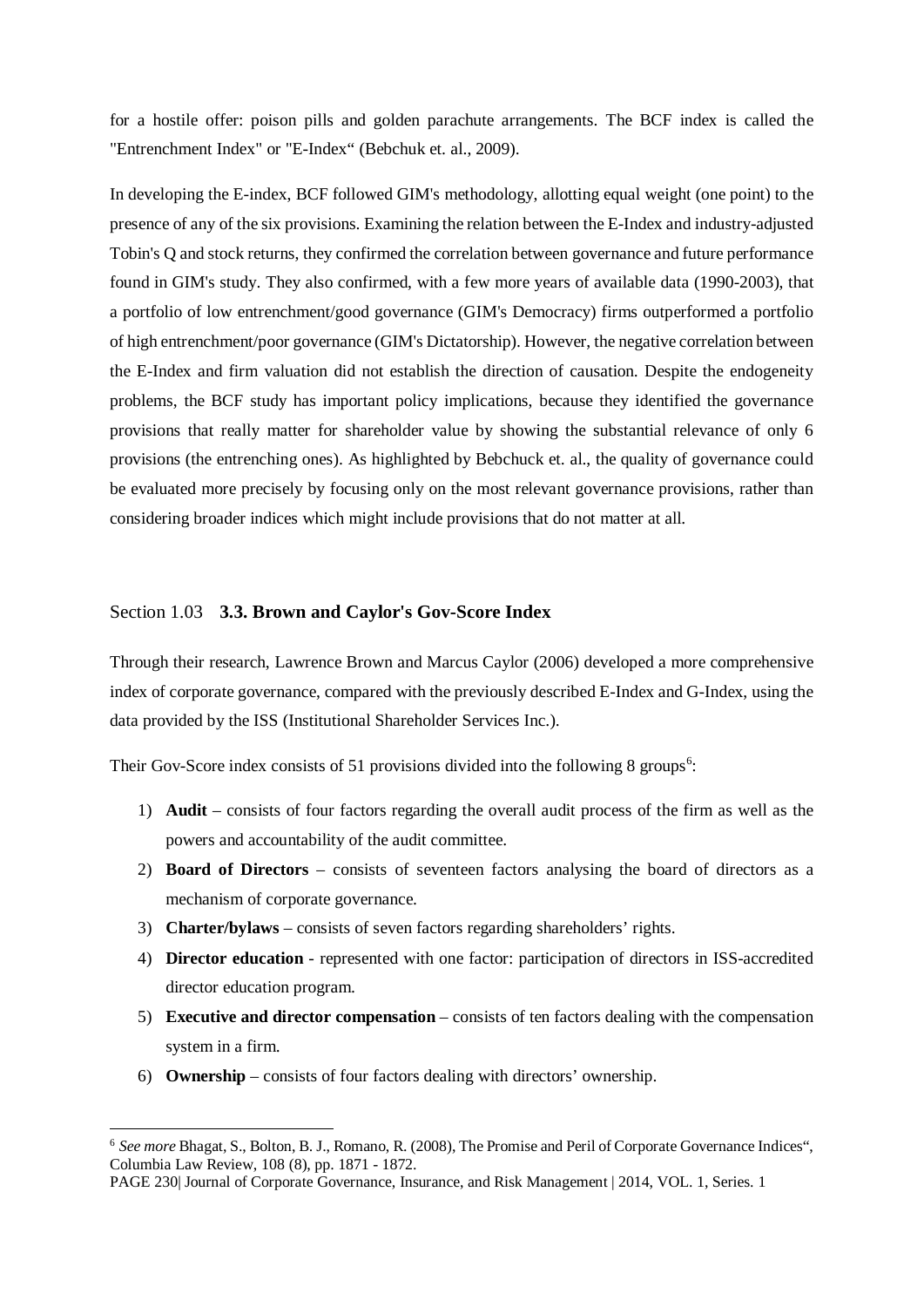for a hostile offer: poison pills and golden parachute arrangements. The BCF index is called the "Entrenchment Index" or "E-Index“ (Bebchuk et. al., 2009).

In developing the E-index, BCF followed GIM's methodology, allotting equal weight (one point) to the presence of any of the six provisions. Examining the relation between the E-Index and industry-adjusted Tobin's Q and stock returns, they confirmed the correlation between governance and future performance found in GIM's study. They also confirmed, with a few more years of available data (1990-2003), that a portfolio of low entrenchment/good governance (GIM's Democracy) firms outperformed a portfolio of high entrenchment/poor governance (GIM's Dictatorship). However, the negative correlation between the E-Index and firm valuation did not establish the direction of causation. Despite the endogeneity problems, the BCF study has important policy implications, because they identified the governance provisions that really matter for shareholder value by showing the substantial relevance of only 6 provisions (the entrenching ones). As highlighted by Bebchuck et. al., the quality of governance could be evaluated more precisely by focusing only on the most relevant governance provisions, rather than considering broader indices which might include provisions that do not matter at all.

### Section 1.03 **3.3. Brown and Caylor's Gov-Score Index**

Through their research, Lawrence Brown and Marcus Caylor (2006) developed a more comprehensive index of corporate governance, compared with the previously described E-Index and G-Index, using the data provided by the ISS (Institutional Shareholder Services Inc.).

Their Gov-Score index consists of 51 provisions divided into the following 8 groups[6]:

1) **Audit** – consists of four factors regarding the overall audit process of the firm as well as the powers and accountability of the audit committee.
2) **Board of Directors** – consists of seventeen factors analysing the board of directors as a mechanism of corporate governance.
3) **Charter/bylaws** – consists of seven factors regarding shareholders’ rights.
4) **Director education** - represented with one factor: participation of directors in ISS-accredited director education program.
5) **Executive and director compensation** – consists of ten factors dealing with the compensation system in a firm.
6) **Ownership** – consists of four factors dealing with directors’ ownership.

[6] *See more* Bhagat, S., Bolton, B. J., Romano, R. (2008), The Promise and Peril of Corporate Governance Indices“, Columbia Law Review, 108 (8), pp. 1871 - 1872.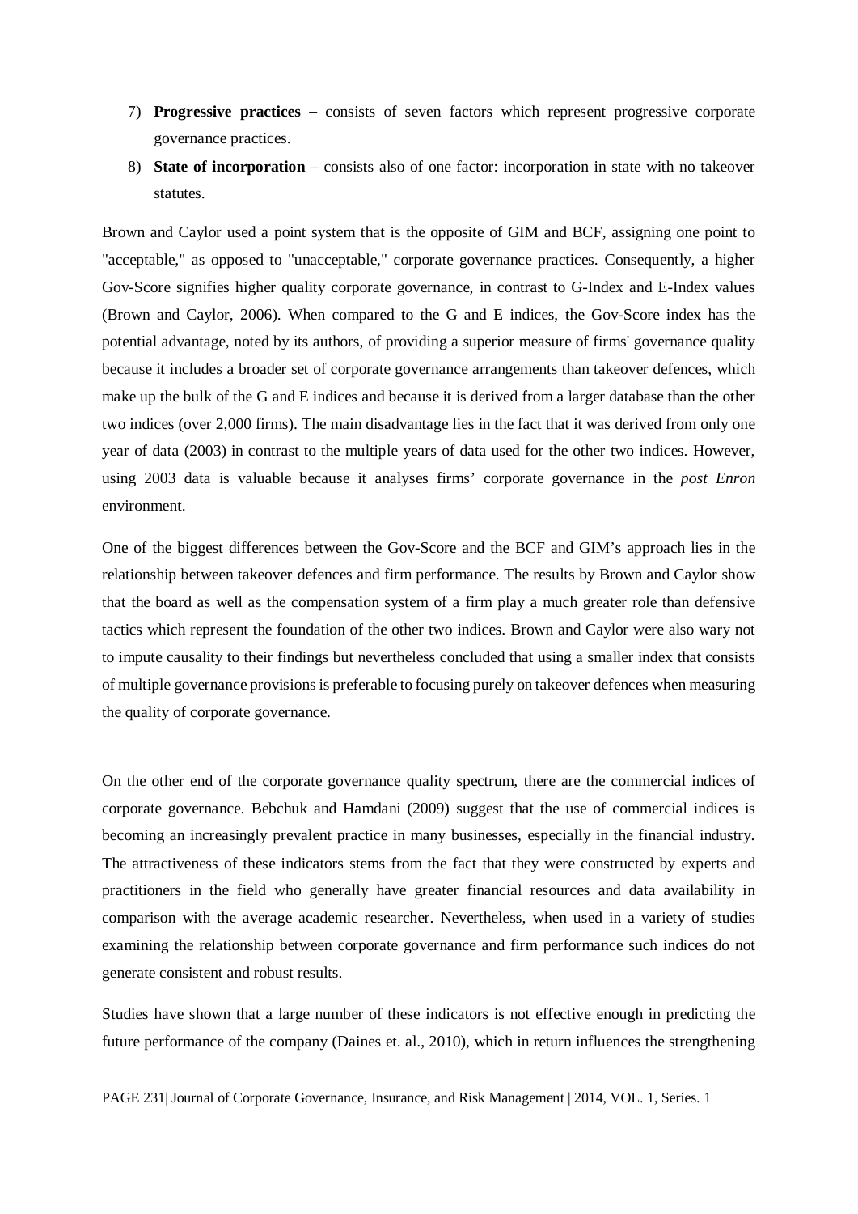7) **Progressive practices** – consists of seven factors which represent progressive corporate governance practices.
8) **State of incorporation** – consists also of one factor: incorporation in state with no takeover statutes.

Brown and Caylor used a point system that is the opposite of GIM and BCF, assigning one point to "acceptable," as opposed to "unacceptable," corporate governance practices. Consequently, a higher Gov-Score signifies higher quality corporate governance, in contrast to G-Index and E-Index values (Brown and Caylor, 2006). When compared to the G and E indices, the Gov-Score index has the potential advantage, noted by its authors, of providing a superior measure of firms' governance quality because it includes a broader set of corporate governance arrangements than takeover defences, which make up the bulk of the G and E indices and because it is derived from a larger database than the other two indices (over 2,000 firms). The main disadvantage lies in the fact that it was derived from only one year of data (2003) in contrast to the multiple years of data used for the other two indices. However, using 2003 data is valuable because it analyses firms' corporate governance in the *post Enron* environment.

One of the biggest differences between the Gov-Score and the BCF and GIM's approach lies in the relationship between takeover defences and firm performance. The results by Brown and Caylor show that the board as well as the compensation system of a firm play a much greater role than defensive tactics which represent the foundation of the other two indices. Brown and Caylor were also wary not to impute causality to their findings but nevertheless concluded that using a smaller index that consists of multiple governance provisions is preferable to focusing purely on takeover defences when measuring the quality of corporate governance.

On the other end of the corporate governance quality spectrum, there are the commercial indices of corporate governance. Bebchuk and Hamdani (2009) suggest that the use of commercial indices is becoming an increasingly prevalent practice in many businesses, especially in the financial industry. The attractiveness of these indicators stems from the fact that they were constructed by experts and practitioners in the field who generally have greater financial resources and data availability in comparison with the average academic researcher. Nevertheless, when used in a variety of studies examining the relationship between corporate governance and firm performance such indices do not generate consistent and robust results.

Studies have shown that a large number of these indicators is not effective enough in predicting the future performance of the company (Daines et. al., 2010), which in return influences the strengthening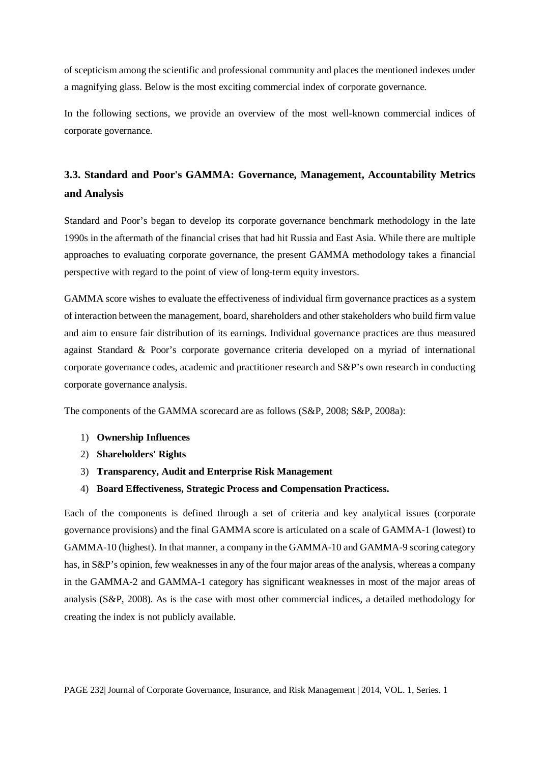of scepticism among the scientific and professional community and places the mentioned indexes under a magnifying glass. Below is the most exciting commercial index of corporate governance.

In the following sections, we provide an overview of the most well-known commercial indices of corporate governance.

### 3.3. Standard and Poor's GAMMA: Governance, Management, Accountability Metrics and Analysis

Standard and Poor's began to develop its corporate governance benchmark methodology in the late 1990s in the aftermath of the financial crises that had hit Russia and East Asia. While there are multiple approaches to evaluating corporate governance, the present GAMMA methodology takes a financial perspective with regard to the point of view of long-term equity investors.

GAMMA score wishes to evaluate the effectiveness of individual firm governance practices as a system of interaction between the management, board, shareholders and other stakeholders who build firm value and aim to ensure fair distribution of its earnings. Individual governance practices are thus measured against Standard & Poor's corporate governance criteria developed on a myriad of international corporate governance codes, academic and practitioner research and S&P's own research in conducting corporate governance analysis.

The components of the GAMMA scorecard are as follows (S&P, 2008; S&P, 2008a):

1) **Ownership Influences**
2) **Shareholders' Rights**
3) **Transparency, Audit and Enterprise Risk Management**
4) **Board Effectiveness, Strategic Process and Compensation Practicess.**

Each of the components is defined through a set of criteria and key analytical issues (corporate governance provisions) and the final GAMMA score is articulated on a scale of GAMMA-1 (lowest) to GAMMA-10 (highest). In that manner, a company in the GAMMA-10 and GAMMA-9 scoring category has, in S&P's opinion, few weaknesses in any of the four major areas of the analysis, whereas a company in the GAMMA-2 and GAMMA-1 category has significant weaknesses in most of the major areas of analysis (S&P, 2008). As is the case with most other commercial indices, a detailed methodology for creating the index is not publicly available.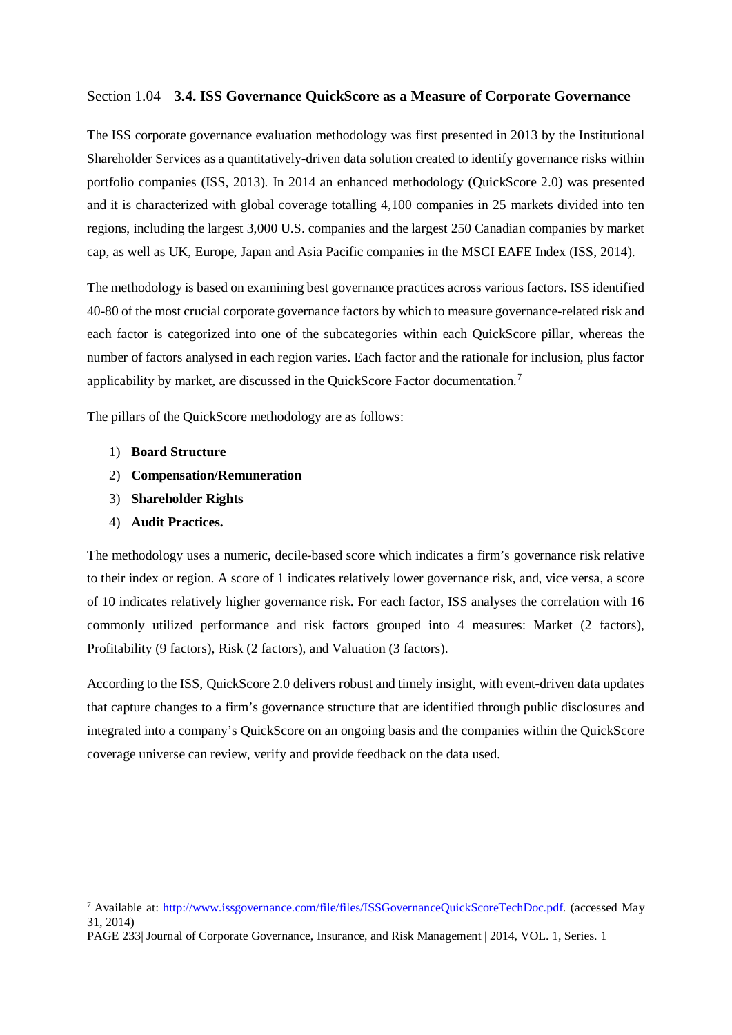### Section 1.04 **3.4. ISS Governance QuickScore as a Measure of Corporate Governance**

The ISS corporate governance evaluation methodology was first presented in 2013 by the Institutional Shareholder Services as a quantitatively-driven data solution created to identify governance risks within portfolio companies (ISS, 2013). In 2014 an enhanced methodology (QuickScore 2.0) was presented and it is characterized with global coverage totalling 4,100 companies in 25 markets divided into ten regions, including the largest 3,000 U.S. companies and the largest 250 Canadian companies by market cap, as well as UK, Europe, Japan and Asia Pacific companies in the MSCI EAFE Index (ISS, 2014).

The methodology is based on examining best governance practices across various factors. ISS identified 40-80 of the most crucial corporate governance factors by which to measure governance-related risk and each factor is categorized into one of the subcategories within each QuickScore pillar, whereas the number of factors analysed in each region varies. Each factor and the rationale for inclusion, plus factor applicability by market, are discussed in the QuickScore Factor documentation.[7]

The pillars of the QuickScore methodology are as follows:

1) **Board Structure**
2) **Compensation/Remuneration**
3) **Shareholder Rights**
4) **Audit Practices.**

The methodology uses a numeric, decile-based score which indicates a firm's governance risk relative to their index or region. A score of 1 indicates relatively lower governance risk, and, vice versa, a score of 10 indicates relatively higher governance risk. For each factor, ISS analyses the correlation with 16 commonly utilized performance and risk factors grouped into 4 measures: Market (2 factors), Profitability (9 factors), Risk (2 factors), and Valuation (3 factors).

According to the ISS, QuickScore 2.0 delivers robust and timely insight, with event-driven data updates that capture changes to a firm's governance structure that are identified through public disclosures and integrated into a company's QuickScore on an ongoing basis and the companies within the QuickScore coverage universe can review, verify and provide feedback on the data used.

---

[7] Available at: http://www.issgovernance.com/file/files/ISSGovernanceQuickScoreTechDoc.pdf. (accessed May 31, 2014)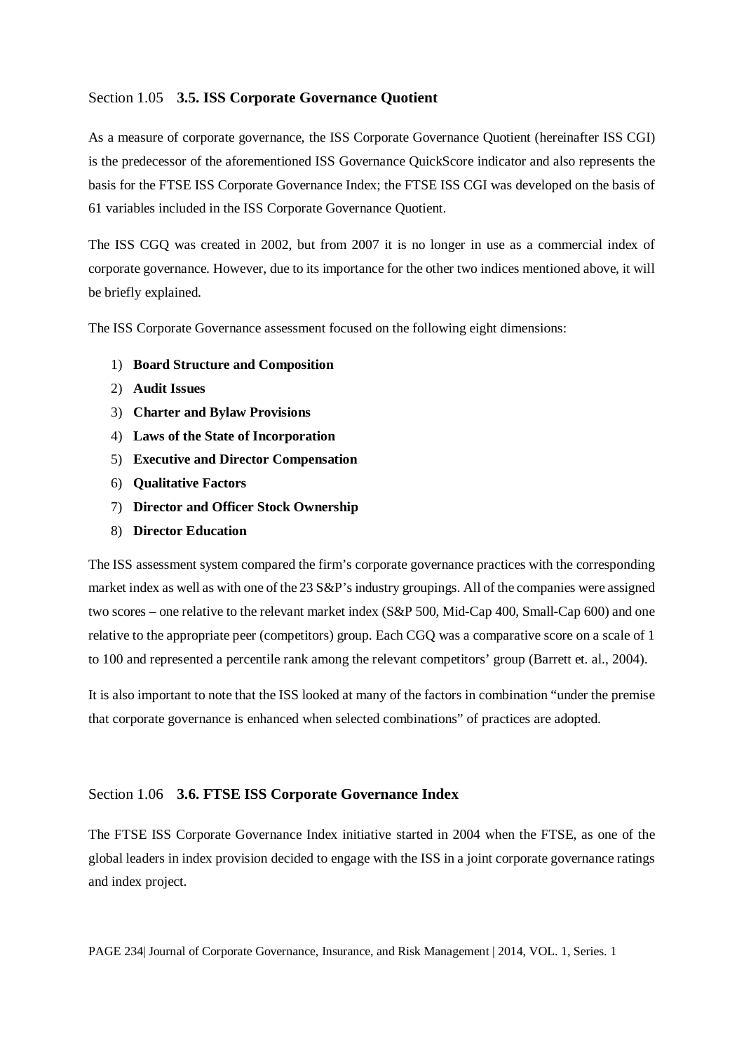## Section 1.05 **3.5. ISS Corporate Governance Quotient**

As a measure of corporate governance, the ISS Corporate Governance Quotient (hereinafter ISS CGI) is the predecessor of the aforementioned ISS Governance QuickScore indicator and also represents the basis for the FTSE ISS Corporate Governance Index; the FTSE ISS CGI was developed on the basis of 61 variables included in the ISS Corporate Governance Quotient.

The ISS CGQ was created in 2002, but from 2007 it is no longer in use as a commercial index of corporate governance. However, due to its importance for the other two indices mentioned above, it will be briefly explained.

The ISS Corporate Governance assessment focused on the following eight dimensions:

1) **Board Structure and Composition**
2) **Audit Issues**
3) **Charter and Bylaw Provisions**
4) **Laws of the State of Incorporation**
5) **Executive and Director Compensation**
6) **Qualitative Factors**
7) **Director and Officer Stock Ownership**
8) **Director Education**

The ISS assessment system compared the firm's corporate governance practices with the corresponding market index as well as with one of the 23 S&P's industry groupings. All of the companies were assigned two scores – one relative to the relevant market index (S&P 500, Mid-Cap 400, Small-Cap 600) and one relative to the appropriate peer (competitors) group. Each CGQ was a comparative score on a scale of 1 to 100 and represented a percentile rank among the relevant competitors' group (Barrett et. al., 2004).

It is also important to note that the ISS looked at many of the factors in combination "under the premise that corporate governance is enhanced when selected combinations" of practices are adopted.

## Section 1.06 **3.6. FTSE ISS Corporate Governance Index**

The FTSE ISS Corporate Governance Index initiative started in 2004 when the FTSE, as one of the global leaders in index provision decided to engage with the ISS in a joint corporate governance ratings and index project.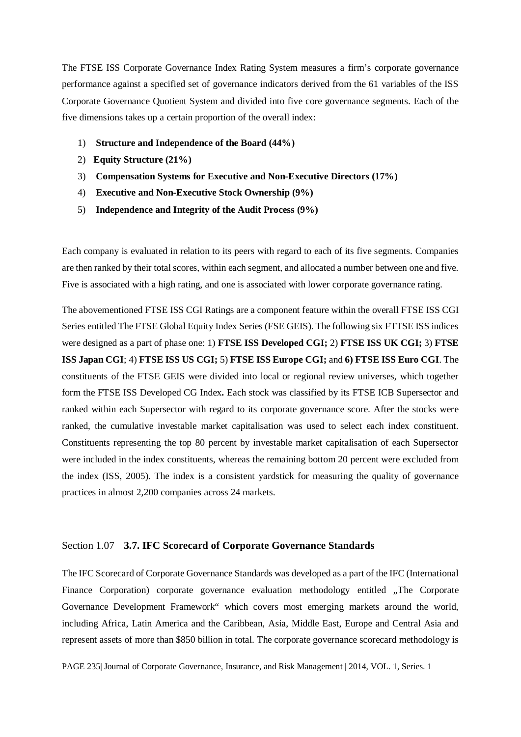The FTSE ISS Corporate Governance Index Rating System measures a firm's corporate governance performance against a specified set of governance indicators derived from the 61 variables of the ISS Corporate Governance Quotient System and divided into five core governance segments. Each of the five dimensions takes up a certain proportion of the overall index:

1) **Structure and Independence of the Board (44%)**
2) **Equity Structure (21%)**
3) **Compensation Systems for Executive and Non-Executive Directors (17%)**
4) **Executive and Non-Executive Stock Ownership (9%)**
5) **Independence and Integrity of the Audit Process (9%)**

Each company is evaluated in relation to its peers with regard to each of its five segments. Companies are then ranked by their total scores, within each segment, and allocated a number between one and five. Five is associated with a high rating, and one is associated with lower corporate governance rating.

The abovementioned FTSE ISS CGI Ratings are a component feature within the overall FTSE ISS CGI Series entitled The FTSE Global Equity Index Series (FSE GEIS). The following six FTTSE ISS indices were designed as a part of phase one: 1) **FTSE ISS Developed CGI;** 2) **FTSE ISS UK CGI;** 3) **FTSE ISS Japan CGI**; 4) **FTSE ISS US CGI;** 5) **FTSE ISS Europe CGI;** and **6) FTSE ISS Euro CGI**. The constituents of the FTSE GEIS were divided into local or regional review universes, which together form the FTSE ISS Developed CG Index**.** Each stock was classified by its FTSE ICB Supersector and ranked within each Supersector with regard to its corporate governance score. After the stocks were ranked, the cumulative investable market capitalisation was used to select each index constituent. Constituents representing the top 80 percent by investable market capitalisation of each Supersector were included in the index constituents, whereas the remaining bottom 20 percent were excluded from the index (ISS, 2005). The index is a consistent yardstick for measuring the quality of governance practices in almost 2,200 companies across 24 markets.

## Section 1.07 **3.7. IFC Scorecard of Corporate Governance Standards**

The IFC Scorecard of Corporate Governance Standards was developed as a part of the IFC (International Finance Corporation) corporate governance evaluation methodology entitled „The Corporate Governance Development Framework" which covers most emerging markets around the world, including Africa, Latin America and the Caribbean, Asia, Middle East, Europe and Central Asia and represent assets of more than $850 billion in total. The corporate governance scorecard methodology is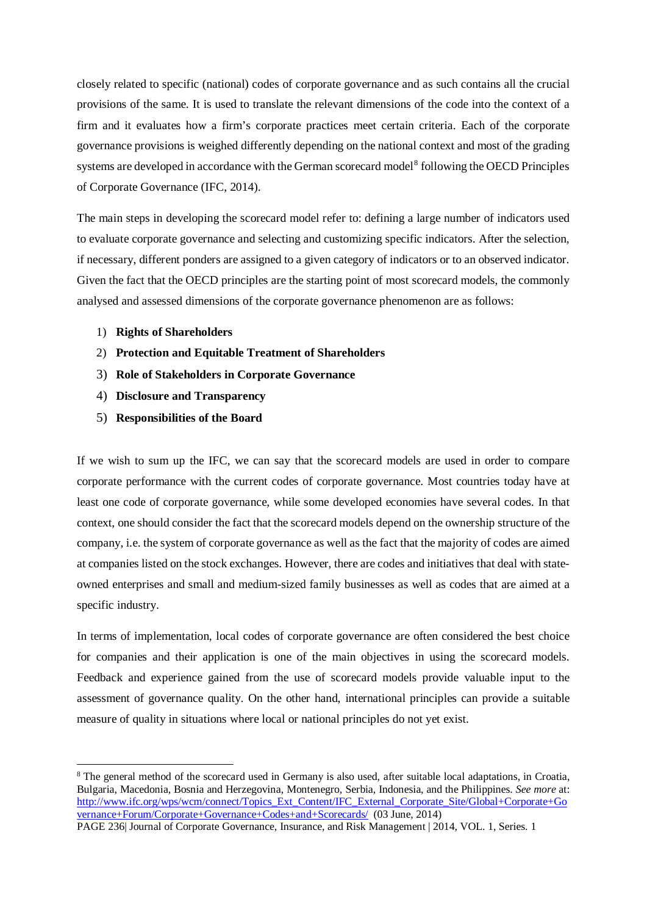closely related to specific (national) codes of corporate governance and as such contains all the crucial provisions of the same. It is used to translate the relevant dimensions of the code into the context of a firm and it evaluates how a firm's corporate practices meet certain criteria. Each of the corporate governance provisions is weighed differently depending on the national context and most of the grading systems are developed in accordance with the German scorecard model[8] following the OECD Principles of Corporate Governance (IFC, 2014).

The main steps in developing the scorecard model refer to: defining a large number of indicators used to evaluate corporate governance and selecting and customizing specific indicators. After the selection, if necessary, different ponders are assigned to a given category of indicators or to an observed indicator. Given the fact that the OECD principles are the starting point of most scorecard models, the commonly analysed and assessed dimensions of the corporate governance phenomenon are as follows:

1) **Rights of Shareholders**
2) **Protection and Equitable Treatment of Shareholders**
3) **Role of Stakeholders in Corporate Governance**
4) **Disclosure and Transparency**
5) **Responsibilities of the Board**

If we wish to sum up the IFC, we can say that the scorecard models are used in order to compare corporate performance with the current codes of corporate governance. Most countries today have at least one code of corporate governance, while some developed economies have several codes. In that context, one should consider the fact that the scorecard models depend on the ownership structure of the company, i.e. the system of corporate governance as well as the fact that the majority of codes are aimed at companies listed on the stock exchanges. However, there are codes and initiatives that deal with state-owned enterprises and small and medium-sized family businesses as well as codes that are aimed at a specific industry.

In terms of implementation, local codes of corporate governance are often considered the best choice for companies and their application is one of the main objectives in using the scorecard models. Feedback and experience gained from the use of scorecard models provide valuable input to the assessment of governance quality. On the other hand, international principles can provide a suitable measure of quality in situations where local or national principles do not yet exist.

---

[8] The general method of the scorecard used in Germany is also used, after suitable local adaptations, in Croatia, Bulgaria, Macedonia, Bosnia and Herzegovina, Montenegro, Serbia, Indonesia, and the Philippines. *See more* at: http://www.ifc.org/wps/wcm/connect/Topics_Ext_Content/IFC_External_Corporate_Site/Global+Corporate+Governance+Forum/Corporate+Governance+Codes+and+Scorecards/ (03 June, 2014)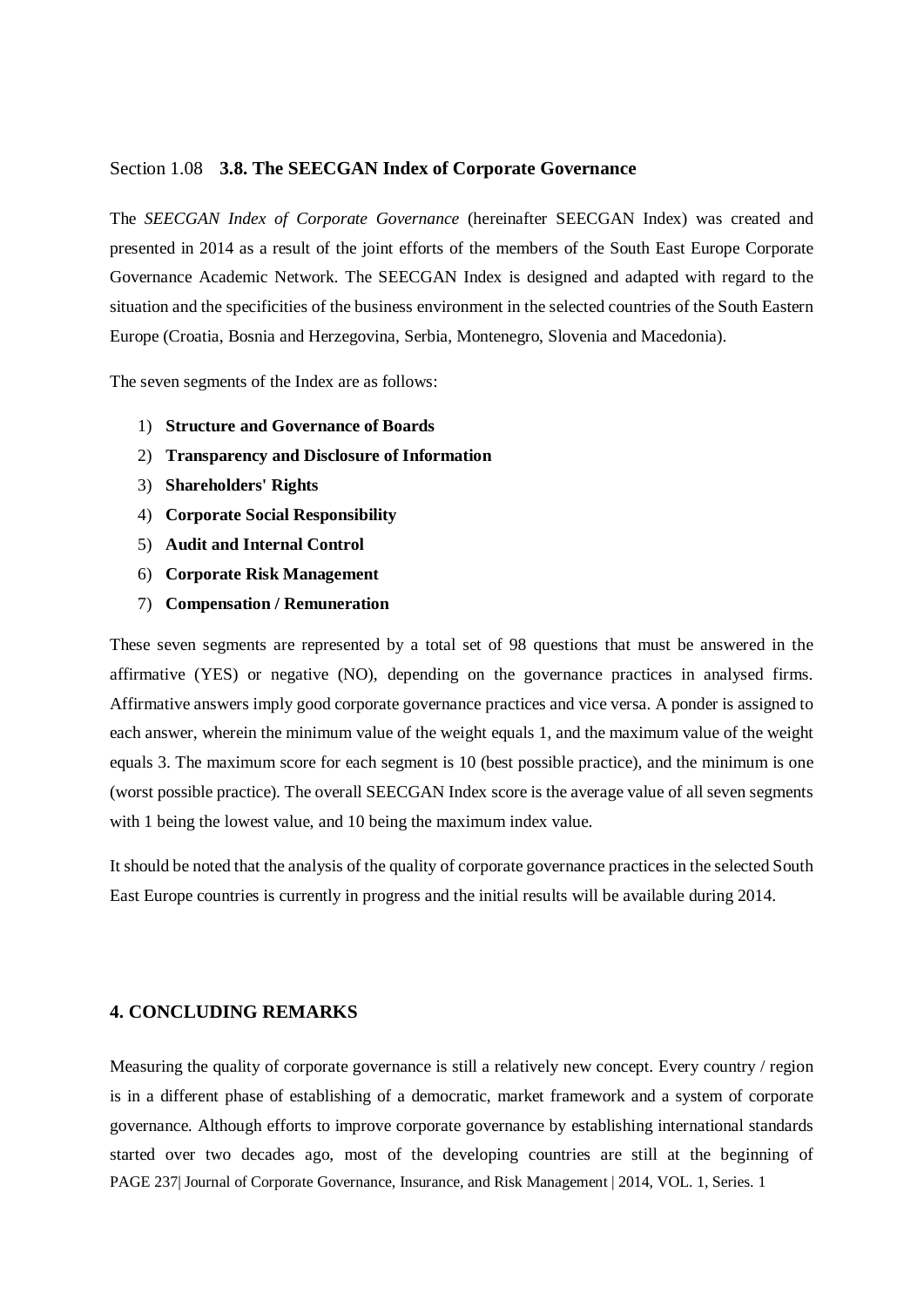### Section 1.08 **3.8. The SEECGAN Index of Corporate Governance**

The *SEECGAN Index of Corporate Governance* (hereinafter SEECGAN Index) was created and presented in 2014 as a result of the joint efforts of the members of the South East Europe Corporate Governance Academic Network. The SEECGAN Index is designed and adapted with regard to the situation and the specificities of the business environment in the selected countries of the South Eastern Europe (Croatia, Bosnia and Herzegovina, Serbia, Montenegro, Slovenia and Macedonia).

The seven segments of the Index are as follows:

1) **Structure and Governance of Boards**
2) **Transparency and Disclosure of Information**
3) **Shareholders' Rights**
4) **Corporate Social Responsibility**
5) **Audit and Internal Control**
6) **Corporate Risk Management**
7) **Compensation / Remuneration**

These seven segments are represented by a total set of 98 questions that must be answered in the affirmative (YES) or negative (NO), depending on the governance practices in analysed firms. Affirmative answers imply good corporate governance practices and vice versa. A ponder is assigned to each answer, wherein the minimum value of the weight equals 1, and the maximum value of the weight equals 3. The maximum score for each segment is 10 (best possible practice), and the minimum is one (worst possible practice). The overall SEECGAN Index score is the average value of all seven segments with 1 being the lowest value, and 10 being the maximum index value.

It should be noted that the analysis of the quality of corporate governance practices in the selected South East Europe countries is currently in progress and the initial results will be available during 2014.

## 4. CONCLUDING REMARKS

Measuring the quality of corporate governance is still a relatively new concept. Every country / region is in a different phase of establishing of a democratic, market framework and a system of corporate governance. Although efforts to improve corporate governance by establishing international standards started over two decades ago, most of the developing countries are still at the beginning of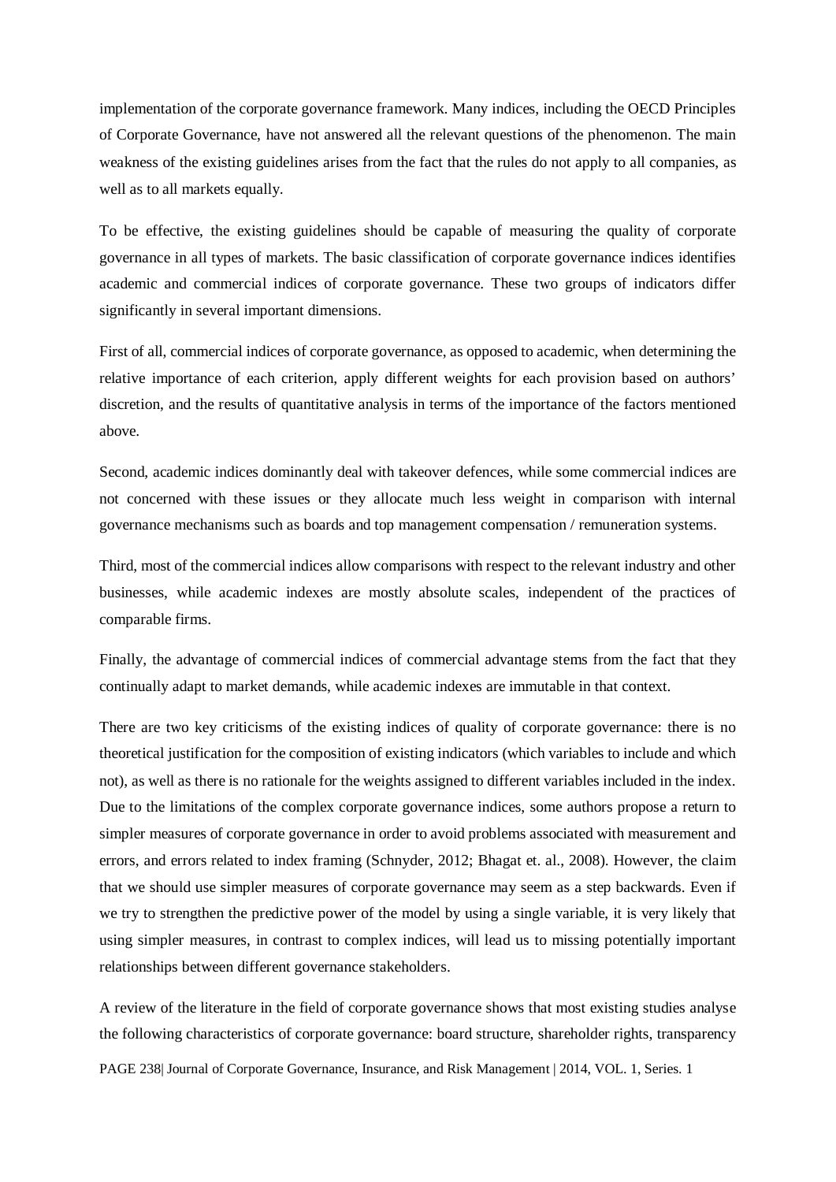implementation of the corporate governance framework. Many indices, including the OECD Principles of Corporate Governance, have not answered all the relevant questions of the phenomenon. The main weakness of the existing guidelines arises from the fact that the rules do not apply to all companies, as well as to all markets equally.

To be effective, the existing guidelines should be capable of measuring the quality of corporate governance in all types of markets. The basic classification of corporate governance indices identifies academic and commercial indices of corporate governance. These two groups of indicators differ significantly in several important dimensions.

First of all, commercial indices of corporate governance, as opposed to academic, when determining the relative importance of each criterion, apply different weights for each provision based on authors' discretion, and the results of quantitative analysis in terms of the importance of the factors mentioned above.

Second, academic indices dominantly deal with takeover defences, while some commercial indices are not concerned with these issues or they allocate much less weight in comparison with internal governance mechanisms such as boards and top management compensation / remuneration systems.

Third, most of the commercial indices allow comparisons with respect to the relevant industry and other businesses, while academic indexes are mostly absolute scales, independent of the practices of comparable firms.

Finally, the advantage of commercial indices of commercial advantage stems from the fact that they continually adapt to market demands, while academic indexes are immutable in that context.

There are two key criticisms of the existing indices of quality of corporate governance: there is no theoretical justification for the composition of existing indicators (which variables to include and which not), as well as there is no rationale for the weights assigned to different variables included in the index. Due to the limitations of the complex corporate governance indices, some authors propose a return to simpler measures of corporate governance in order to avoid problems associated with measurement and errors, and errors related to index framing (Schnyder, 2012; Bhagat et. al., 2008). However, the claim that we should use simpler measures of corporate governance may seem as a step backwards. Even if we try to strengthen the predictive power of the model by using a single variable, it is very likely that using simpler measures, in contrast to complex indices, will lead us to missing potentially important relationships between different governance stakeholders.

A review of the literature in the field of corporate governance shows that most existing studies analyse the following characteristics of corporate governance: board structure, shareholder rights, transparency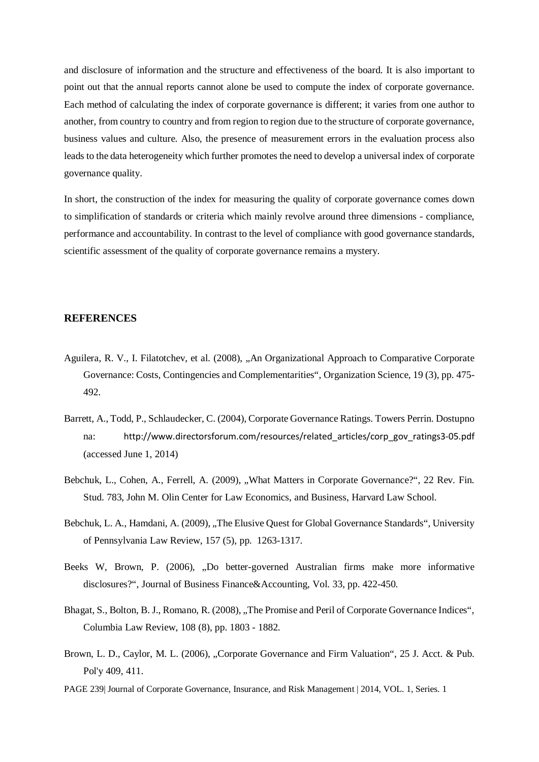and disclosure of information and the structure and effectiveness of the board. It is also important to point out that the annual reports cannot alone be used to compute the index of corporate governance. Each method of calculating the index of corporate governance is different; it varies from one author to another, from country to country and from region to region due to the structure of corporate governance, business values and culture. Also, the presence of measurement errors in the evaluation process also leads to the data heterogeneity which further promotes the need to develop a universal index of corporate governance quality.

In short, the construction of the index for measuring the quality of corporate governance comes down to simplification of standards or criteria which mainly revolve around three dimensions - compliance, performance and accountability. In contrast to the level of compliance with good governance standards, scientific assessment of the quality of corporate governance remains a mystery.

## REFERENCES

Aguilera, R. V., I. Filatotchev, et al. (2008), „An Organizational Approach to Comparative Corporate Governance: Costs, Contingencies and Complementarities", Organization Science, 19 (3), pp. 475-492.

Barrett, A., Todd, P., Schlaudecker, C. (2004), Corporate Governance Ratings. Towers Perrin. Dostupno na: http://www.directorsforum.com/resources/related_articles/corp_gov_ratings3-05.pdf (accessed June 1, 2014)

Bebchuk, L., Cohen, A., Ferrell, A. (2009), „What Matters in Corporate Governance?", 22 Rev. Fin. Stud. 783, John M. Olin Center for Law Economics, and Business, Harvard Law School.

Bebchuk, L. A., Hamdani, A. (2009), „The Elusive Quest for Global Governance Standards", University of Pennsylvania Law Review, 157 (5), pp. 1263-1317.

Beeks W, Brown, P. (2006), „Do better-governed Australian firms make more informative disclosures?", Journal of Business Finance&Accounting, Vol. 33, pp. 422-450.

Bhagat, S., Bolton, B. J., Romano, R. (2008), „The Promise and Peril of Corporate Governance Indices", Columbia Law Review, 108 (8), pp. 1803 - 1882.

Brown, L. D., Caylor, M. L. (2006), „Corporate Governance and Firm Valuation", 25 J. Acct. & Pub. Pol'y 409, 411.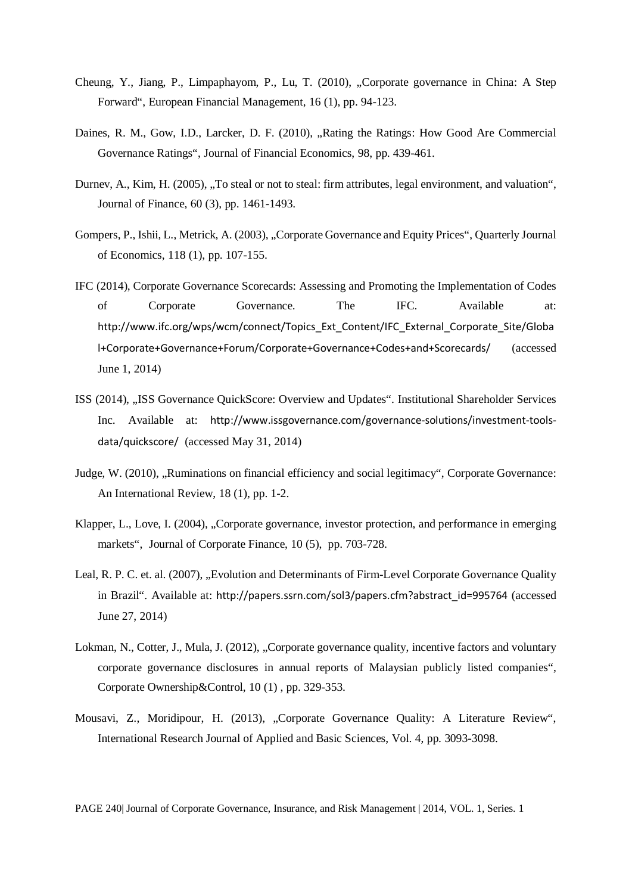Cheung, Y., Jiang, P., Limpaphayom, P., Lu, T. (2010), „Corporate governance in China: A Step Forward", European Financial Management, 16 (1), pp. 94-123.

Daines, R. M., Gow, I.D., Larcker, D. F. (2010), „Rating the Ratings: How Good Are Commercial Governance Ratings", Journal of Financial Economics, 98, pp. 439-461.

Durnev, A., Kim, H. (2005), „To steal or not to steal: firm attributes, legal environment, and valuation", Journal of Finance, 60 (3), pp. 1461-1493.

Gompers, P., Ishii, L., Metrick, A. (2003), „Corporate Governance and Equity Prices", Quarterly Journal of Economics, 118 (1), pp. 107-155.

IFC (2014), Corporate Governance Scorecards: Assessing and Promoting the Implementation of Codes of Corporate Governance. The IFC. Available at: http://www.ifc.org/wps/wcm/connect/Topics_Ext_Content/IFC_External_Corporate_Site/Global+Corporate+Governance+Forum/Corporate+Governance+Codes+and+Scorecards/ (accessed June 1, 2014)

ISS (2014), „ISS Governance QuickScore: Overview and Updates". Institutional Shareholder Services Inc. Available at: http://www.issgovernance.com/governance-solutions/investment-tools-data/quickscore/ (accessed May 31, 2014)

Judge, W. (2010), „Ruminations on financial efficiency and social legitimacy", Corporate Governance: An International Review, 18 (1), pp. 1-2.

Klapper, L., Love, I. (2004), „Corporate governance, investor protection, and performance in emerging markets", Journal of Corporate Finance, 10 (5), pp. 703-728.

Leal, R. P. C. et. al. (2007), „Evolution and Determinants of Firm-Level Corporate Governance Quality in Brazil". Available at: http://papers.ssrn.com/sol3/papers.cfm?abstract_id=995764 (accessed June 27, 2014)

Lokman, N., Cotter, J., Mula, J. (2012), „Corporate governance quality, incentive factors and voluntary corporate governance disclosures in annual reports of Malaysian publicly listed companies", Corporate Ownership&Control, 10 (1) , pp. 329-353.

Mousavi, Z., Moridipour, H. (2013), „Corporate Governance Quality: A Literature Review", International Research Journal of Applied and Basic Sciences, Vol. 4, pp. 3093-3098.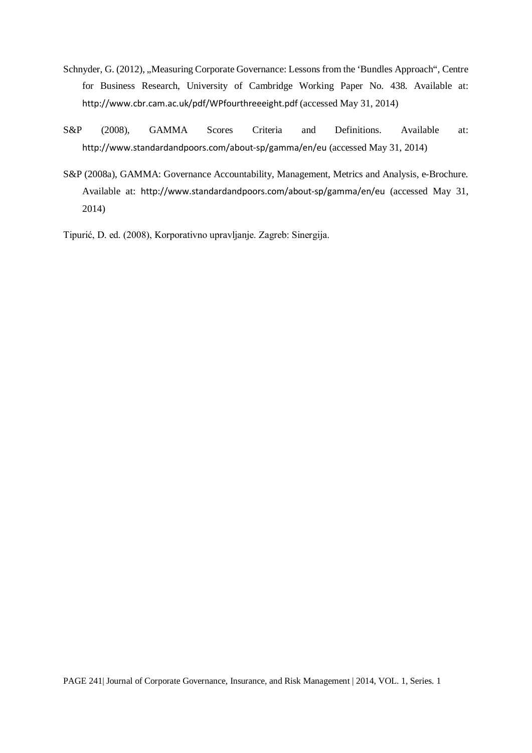Schnyder, G. (2012), „Measuring Corporate Governance: Lessons from the 'Bundles Approach", Centre for Business Research, University of Cambridge Working Paper No. 438. Available at: http://www.cbr.cam.ac.uk/pdf/WPfourthreeeight.pdf (accessed May 31, 2014)

S&P (2008), GAMMA Scores Criteria and Definitions. Available at: http://www.standardandpoors.com/about-sp/gamma/en/eu (accessed May 31, 2014)

S&P (2008a), GAMMA: Governance Accountability, Management, Metrics and Analysis, e-Brochure. Available at: http://www.standardandpoors.com/about-sp/gamma/en/eu (accessed May 31, 2014)

Tipurić, D. ed. (2008), Korporativno upravljanje. Zagreb: Sinergija.